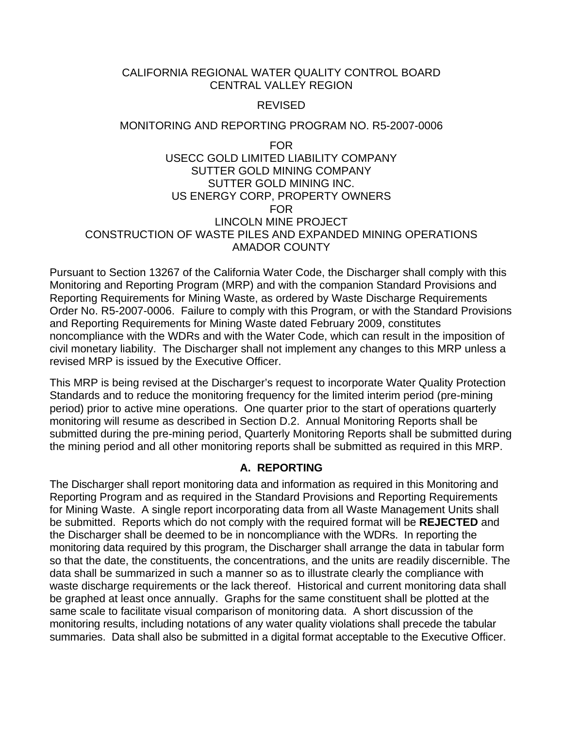CALIFORNIA REGIONAL WATER QUALITY CONTROL BOARD
CENTRAL VALLEY REGION

REVISED

MONITORING AND REPORTING PROGRAM NO. R5-2007-0006

FOR
USECC GOLD LIMITED LIABILITY COMPANY
SUTTER GOLD MINING COMPANY
SUTTER GOLD MINING INC.
US ENERGY CORP, PROPERTY OWNERS
FOR
LINCOLN MINE PROJECT
CONSTRUCTION OF WASTE PILES AND EXPANDED MINING OPERATIONS
AMADOR COUNTY

Pursuant to Section 13267 of the California Water Code, the Discharger shall comply with this Monitoring and Reporting Program (MRP) and with the companion Standard Provisions and Reporting Requirements for Mining Waste, as ordered by Waste Discharge Requirements Order No. R5-2007-0006. Failure to comply with this Program, or with the Standard Provisions and Reporting Requirements for Mining Waste dated February 2009, constitutes noncompliance with the WDRs and with the Water Code, which can result in the imposition of civil monetary liability. The Discharger shall not implement any changes to this MRP unless a revised MRP is issued by the Executive Officer.

This MRP is being revised at the Discharger's request to incorporate Water Quality Protection Standards and to reduce the monitoring frequency for the limited interim period (pre-mining period) prior to active mine operations. One quarter prior to the start of operations quarterly monitoring will resume as described in Section D.2. Annual Monitoring Reports shall be submitted during the pre-mining period, Quarterly Monitoring Reports shall be submitted during the mining period and all other monitoring reports shall be submitted as required in this MRP.

## A. REPORTING

The Discharger shall report monitoring data and information as required in this Monitoring and Reporting Program and as required in the Standard Provisions and Reporting Requirements for Mining Waste. A single report incorporating data from all Waste Management Units shall be submitted. Reports which do not comply with the required format will be **REJECTED** and the Discharger shall be deemed to be in noncompliance with the WDRs. In reporting the monitoring data required by this program, the Discharger shall arrange the data in tabular form so that the date, the constituents, the concentrations, and the units are readily discernible. The data shall be summarized in such a manner so as to illustrate clearly the compliance with waste discharge requirements or the lack thereof. Historical and current monitoring data shall be graphed at least once annually. Graphs for the same constituent shall be plotted at the same scale to facilitate visual comparison of monitoring data. A short discussion of the monitoring results, including notations of any water quality violations shall precede the tabular summaries. Data shall also be submitted in a digital format acceptable to the Executive Officer.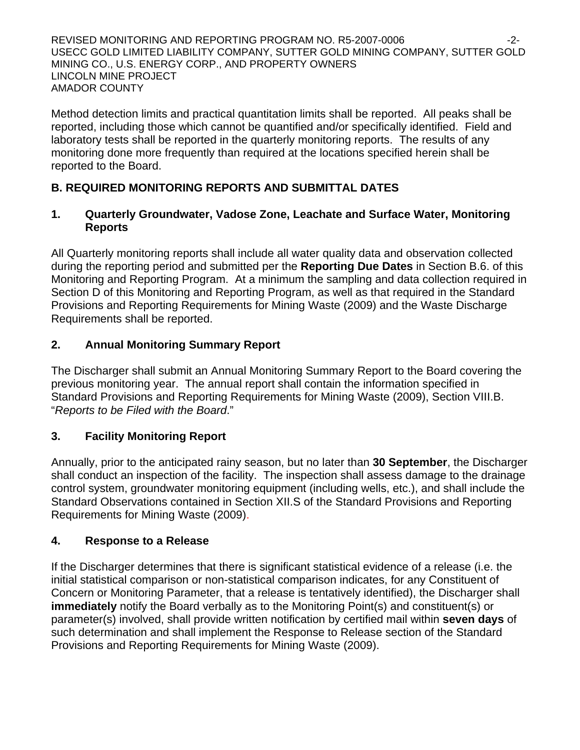Method detection limits and practical quantitation limits shall be reported. All peaks shall be reported, including those which cannot be quantified and/or specifically identified. Field and laboratory tests shall be reported in the quarterly monitoring reports. The results of any monitoring done more frequently than required at the locations specified herein shall be reported to the Board.

## B. REQUIRED MONITORING REPORTS AND SUBMITTAL DATES

### 1. Quarterly Groundwater, Vadose Zone, Leachate and Surface Water, Monitoring Reports

All Quarterly monitoring reports shall include all water quality data and observation collected during the reporting period and submitted per the **Reporting Due Dates** in Section B.6. of this Monitoring and Reporting Program. At a minimum the sampling and data collection required in Section D of this Monitoring and Reporting Program, as well as that required in the Standard Provisions and Reporting Requirements for Mining Waste (2009) and the Waste Discharge Requirements shall be reported.

### 2. Annual Monitoring Summary Report

The Discharger shall submit an Annual Monitoring Summary Report to the Board covering the previous monitoring year. The annual report shall contain the information specified in Standard Provisions and Reporting Requirements for Mining Waste (2009), Section VIII.B. "*Reports to be Filed with the Board*."

### 3. Facility Monitoring Report

Annually, prior to the anticipated rainy season, but no later than **30 September**, the Discharger shall conduct an inspection of the facility. The inspection shall assess damage to the drainage control system, groundwater monitoring equipment (including wells, etc.), and shall include the Standard Observations contained in Section XII.S of the Standard Provisions and Reporting Requirements for Mining Waste (2009).

### 4. Response to a Release

If the Discharger determines that there is significant statistical evidence of a release (i.e. the initial statistical comparison or non-statistical comparison indicates, for any Constituent of Concern or Monitoring Parameter, that a release is tentatively identified), the Discharger shall **immediately** notify the Board verbally as to the Monitoring Point(s) and constituent(s) or parameter(s) involved, shall provide written notification by certified mail within **seven days** of such determination and shall implement the Response to Release section of the Standard Provisions and Reporting Requirements for Mining Waste (2009).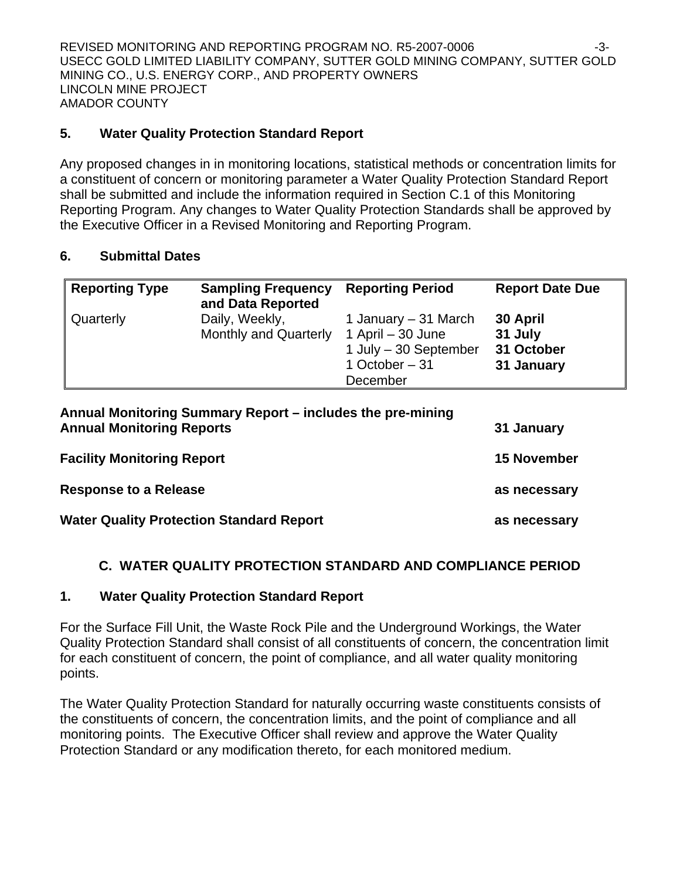### 5. Water Quality Protection Standard Report

Any proposed changes in in monitoring locations, statistical methods or concentration limits for a constituent of concern or monitoring parameter a Water Quality Protection Standard Report shall be submitted and include the information required in Section C.1 of this Monitoring Reporting Program. Any changes to Water Quality Protection Standards shall be approved by the Executive Officer in a Revised Monitoring and Reporting Program.

### 6. Submittal Dates

| **Reporting Type** | **Sampling Frequency and Data Reported** | **Reporting Period** | **Report Date Due** |
|---|---|---|---|
| Quarterly | Daily, Weekly, Monthly and Quarterly | 1 January – 31 March<br>1 April – 30 June<br>1 July – 30 September<br>1 October – 31 December | **30 April**<br>**31 July**<br>**31 October**<br>**31 January** |

**Annual Monitoring Summary Report – includes the pre-mining Annual Monitoring Reports** — **31 January**

**Facility Monitoring Report** — **15 November**

**Response to a Release** — **as necessary**

**Water Quality Protection Standard Report** — **as necessary**

## C. WATER QUALITY PROTECTION STANDARD AND COMPLIANCE PERIOD

### 1. Water Quality Protection Standard Report

For the Surface Fill Unit, the Waste Rock Pile and the Underground Workings, the Water Quality Protection Standard shall consist of all constituents of concern, the concentration limit for each constituent of concern, the point of compliance, and all water quality monitoring points.

The Water Quality Protection Standard for naturally occurring waste constituents consists of the constituents of concern, the concentration limits, and the point of compliance and all monitoring points. The Executive Officer shall review and approve the Water Quality Protection Standard or any modification thereto, for each monitored medium.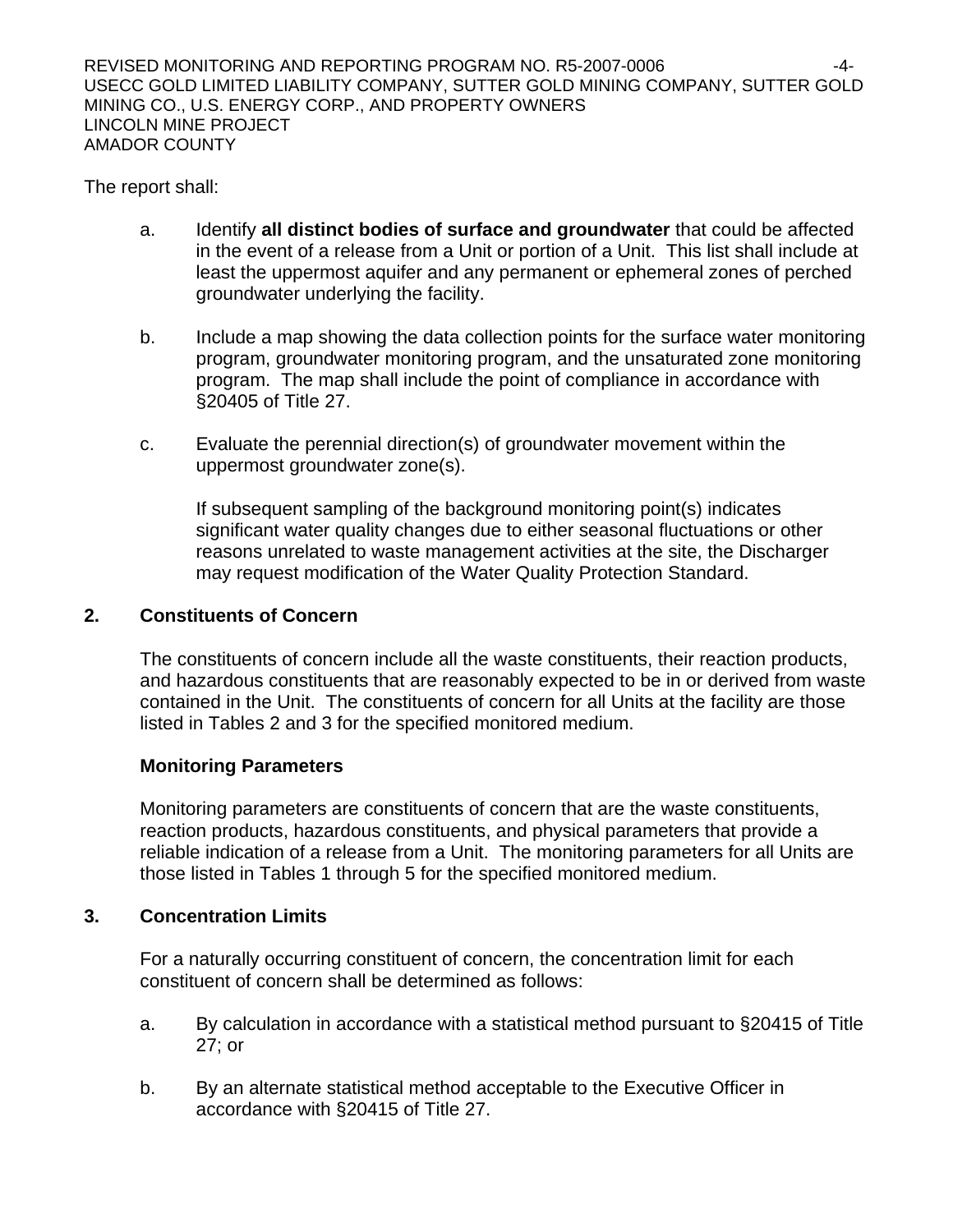The report shall:

a. Identify **all distinct bodies of surface and groundwater** that could be affected in the event of a release from a Unit or portion of a Unit. This list shall include at least the uppermost aquifer and any permanent or ephemeral zones of perched groundwater underlying the facility.

b. Include a map showing the data collection points for the surface water monitoring program, groundwater monitoring program, and the unsaturated zone monitoring program. The map shall include the point of compliance in accordance with §20405 of Title 27.

c. Evaluate the perennial direction(s) of groundwater movement within the uppermost groundwater zone(s).

   If subsequent sampling of the background monitoring point(s) indicates significant water quality changes due to either seasonal fluctuations or other reasons unrelated to waste management activities at the site, the Discharger may request modification of the Water Quality Protection Standard.

## 2. Constituents of Concern

The constituents of concern include all the waste constituents, their reaction products, and hazardous constituents that are reasonably expected to be in or derived from waste contained in the Unit. The constituents of concern for all Units at the facility are those listed in Tables 2 and 3 for the specified monitored medium.

### Monitoring Parameters

Monitoring parameters are constituents of concern that are the waste constituents, reaction products, hazardous constituents, and physical parameters that provide a reliable indication of a release from a Unit. The monitoring parameters for all Units are those listed in Tables 1 through 5 for the specified monitored medium.

## 3. Concentration Limits

For a naturally occurring constituent of concern, the concentration limit for each constituent of concern shall be determined as follows:

a. By calculation in accordance with a statistical method pursuant to §20415 of Title 27; or

b. By an alternate statistical method acceptable to the Executive Officer in accordance with §20415 of Title 27.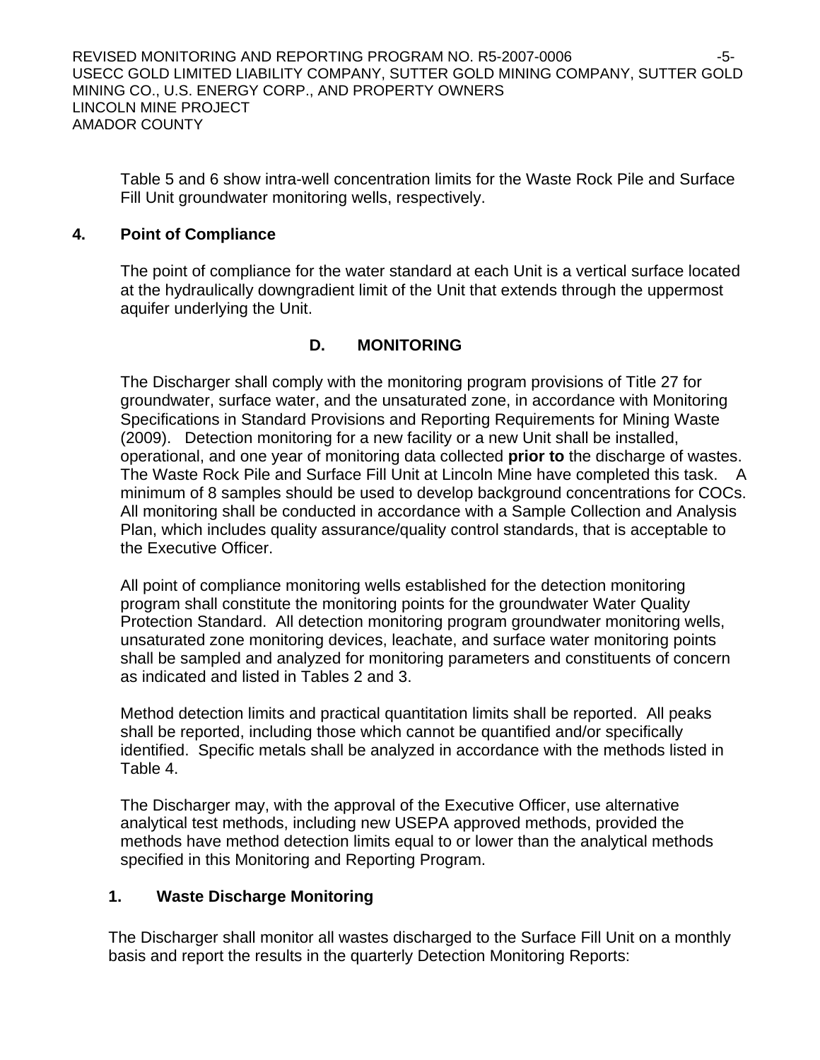Table 5 and 6 show intra-well concentration limits for the Waste Rock Pile and Surface Fill Unit groundwater monitoring wells, respectively.

**4. Point of Compliance**

The point of compliance for the water standard at each Unit is a vertical surface located at the hydraulically downgradient limit of the Unit that extends through the uppermost aquifer underlying the Unit.

## D. MONITORING

The Discharger shall comply with the monitoring program provisions of Title 27 for groundwater, surface water, and the unsaturated zone, in accordance with Monitoring Specifications in Standard Provisions and Reporting Requirements for Mining Waste (2009). Detection monitoring for a new facility or a new Unit shall be installed, operational, and one year of monitoring data collected **prior to** the discharge of wastes. The Waste Rock Pile and Surface Fill Unit at Lincoln Mine have completed this task. A minimum of 8 samples should be used to develop background concentrations for COCs. All monitoring shall be conducted in accordance with a Sample Collection and Analysis Plan, which includes quality assurance/quality control standards, that is acceptable to the Executive Officer.

All point of compliance monitoring wells established for the detection monitoring program shall constitute the monitoring points for the groundwater Water Quality Protection Standard. All detection monitoring program groundwater monitoring wells, unsaturated zone monitoring devices, leachate, and surface water monitoring points shall be sampled and analyzed for monitoring parameters and constituents of concern as indicated and listed in Tables 2 and 3.

Method detection limits and practical quantitation limits shall be reported. All peaks shall be reported, including those which cannot be quantified and/or specifically identified. Specific metals shall be analyzed in accordance with the methods listed in Table 4.

The Discharger may, with the approval of the Executive Officer, use alternative analytical test methods, including new USEPA approved methods, provided the methods have method detection limits equal to or lower than the analytical methods specified in this Monitoring and Reporting Program.

**1. Waste Discharge Monitoring**

The Discharger shall monitor all wastes discharged to the Surface Fill Unit on a monthly basis and report the results in the quarterly Detection Monitoring Reports: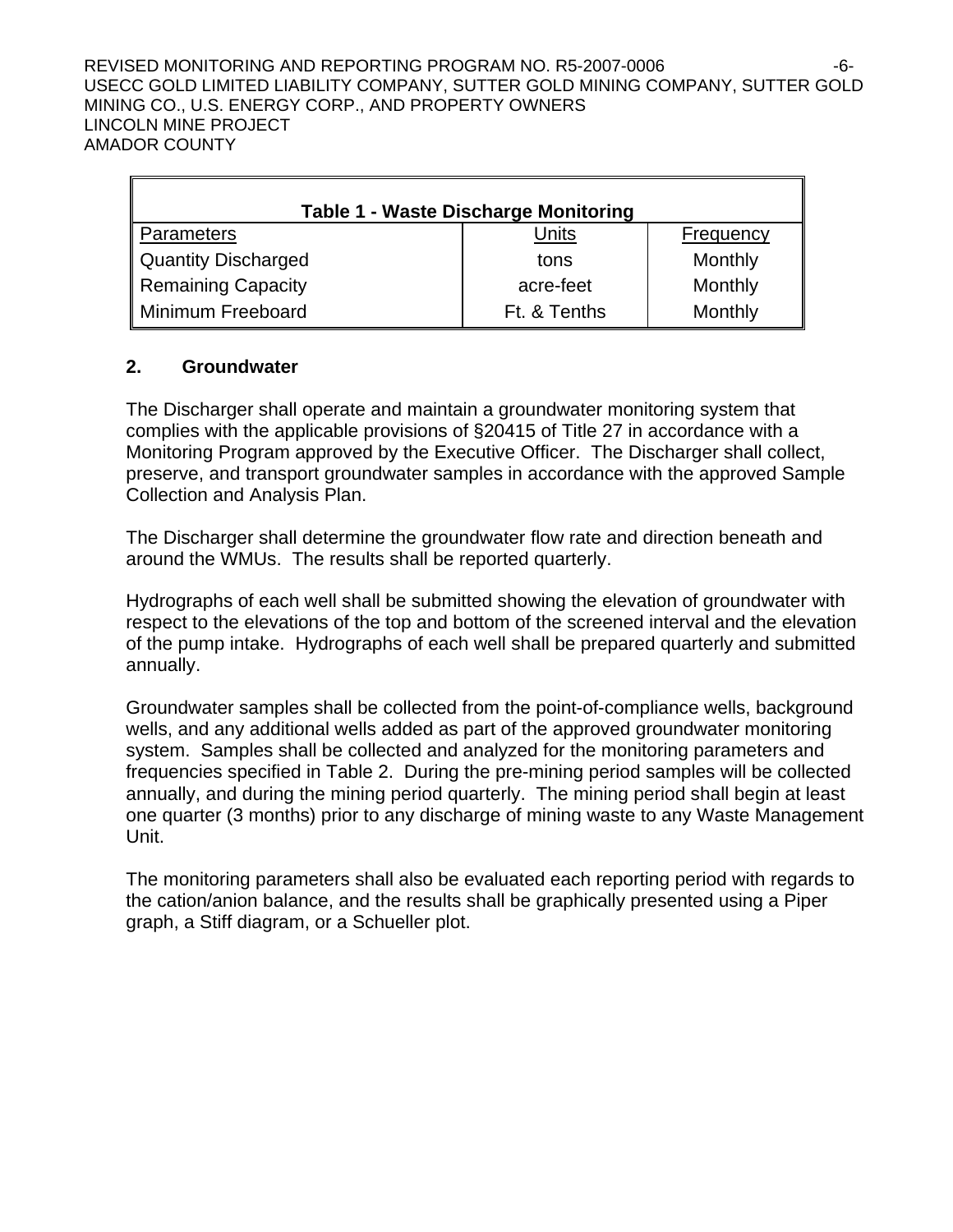**Table 1 - Waste Discharge Monitoring**

| Parameters | Units | Frequency |
|---|---|---|
| Quantity Discharged | tons | Monthly |
| Remaining Capacity | acre-feet | Monthly |
| Minimum Freeboard | Ft. & Tenths | Monthly |

## 2. Groundwater

The Discharger shall operate and maintain a groundwater monitoring system that complies with the applicable provisions of §20415 of Title 27 in accordance with a Monitoring Program approved by the Executive Officer. The Discharger shall collect, preserve, and transport groundwater samples in accordance with the approved Sample Collection and Analysis Plan.

The Discharger shall determine the groundwater flow rate and direction beneath and around the WMUs. The results shall be reported quarterly.

Hydrographs of each well shall be submitted showing the elevation of groundwater with respect to the elevations of the top and bottom of the screened interval and the elevation of the pump intake. Hydrographs of each well shall be prepared quarterly and submitted annually.

Groundwater samples shall be collected from the point-of-compliance wells, background wells, and any additional wells added as part of the approved groundwater monitoring system. Samples shall be collected and analyzed for the monitoring parameters and frequencies specified in Table 2. During the pre-mining period samples will be collected annually, and during the mining period quarterly. The mining period shall begin at least one quarter (3 months) prior to any discharge of mining waste to any Waste Management Unit.

The monitoring parameters shall also be evaluated each reporting period with regards to the cation/anion balance, and the results shall be graphically presented using a Piper graph, a Stiff diagram, or a Schueller plot.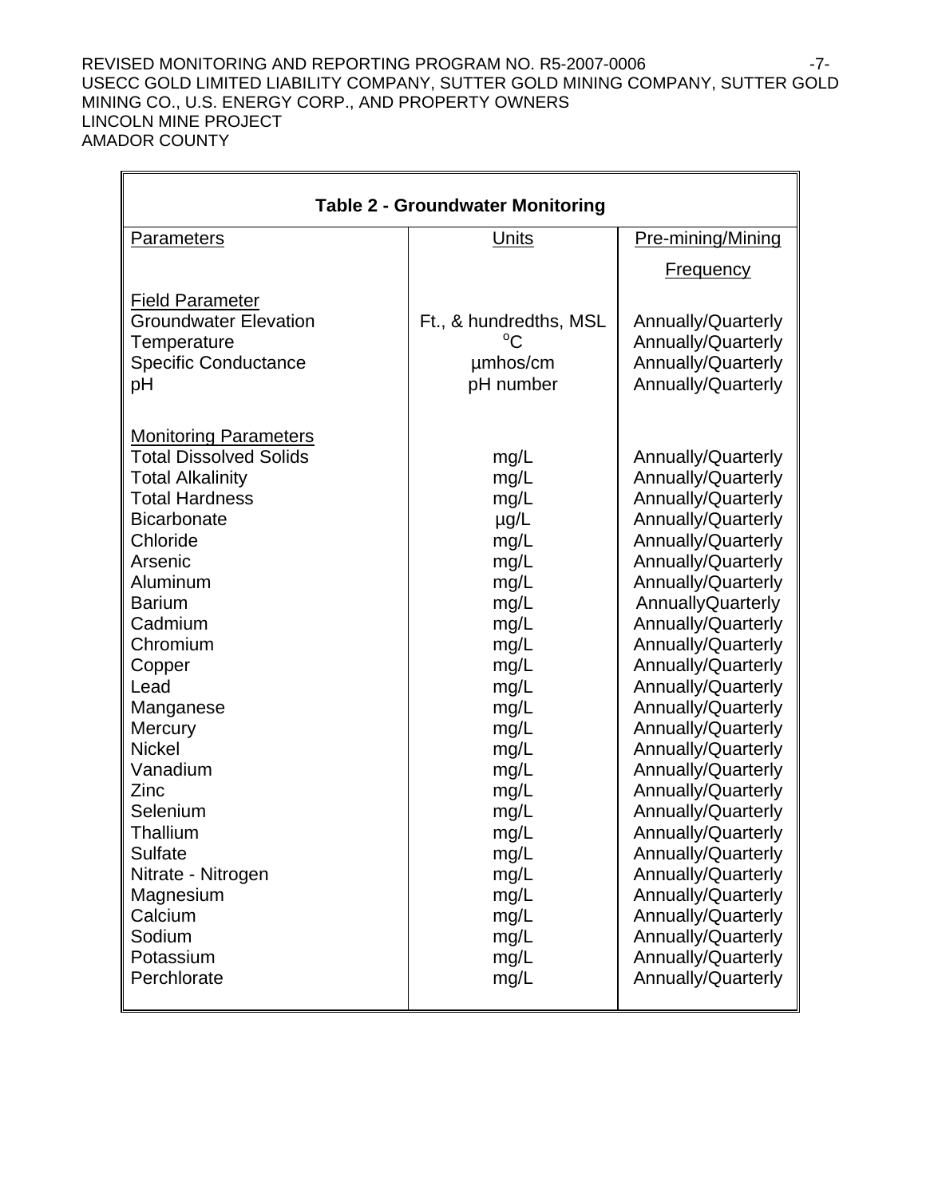**Table 2 - Groundwater Monitoring**

| Parameters | Units | Pre-mining/Mining Frequency |
|---|---|---|
| Field Parameter | | |
| Groundwater Elevation | Ft., & hundredths, MSL | Annually/Quarterly |
| Temperature | °C | Annually/Quarterly |
| Specific Conductance | µmhos/cm | Annually/Quarterly |
| pH | pH number | Annually/Quarterly |
| Monitoring Parameters | | |
| Total Dissolved Solids | mg/L | Annually/Quarterly |
| Total Alkalinity | mg/L | Annually/Quarterly |
| Total Hardness | mg/L | Annually/Quarterly |
| Bicarbonate | µg/L | Annually/Quarterly |
| Chloride | mg/L | Annually/Quarterly |
| Arsenic | mg/L | Annually/Quarterly |
| Aluminum | mg/L | Annually/Quarterly |
| Barium | mg/L | AnnuallyQuarterly |
| Cadmium | mg/L | Annually/Quarterly |
| Chromium | mg/L | Annually/Quarterly |
| Copper | mg/L | Annually/Quarterly |
| Lead | mg/L | Annually/Quarterly |
| Manganese | mg/L | Annually/Quarterly |
| Mercury | mg/L | Annually/Quarterly |
| Nickel | mg/L | Annually/Quarterly |
| Vanadium | mg/L | Annually/Quarterly |
| Zinc | mg/L | Annually/Quarterly |
| Selenium | mg/L | Annually/Quarterly |
| Thallium | mg/L | Annually/Quarterly |
| Sulfate | mg/L | Annually/Quarterly |
| Nitrate - Nitrogen | mg/L | Annually/Quarterly |
| Magnesium | mg/L | Annually/Quarterly |
| Calcium | mg/L | Annually/Quarterly |
| Sodium | mg/L | Annually/Quarterly |
| Potassium | mg/L | Annually/Quarterly |
| Perchlorate | mg/L | Annually/Quarterly |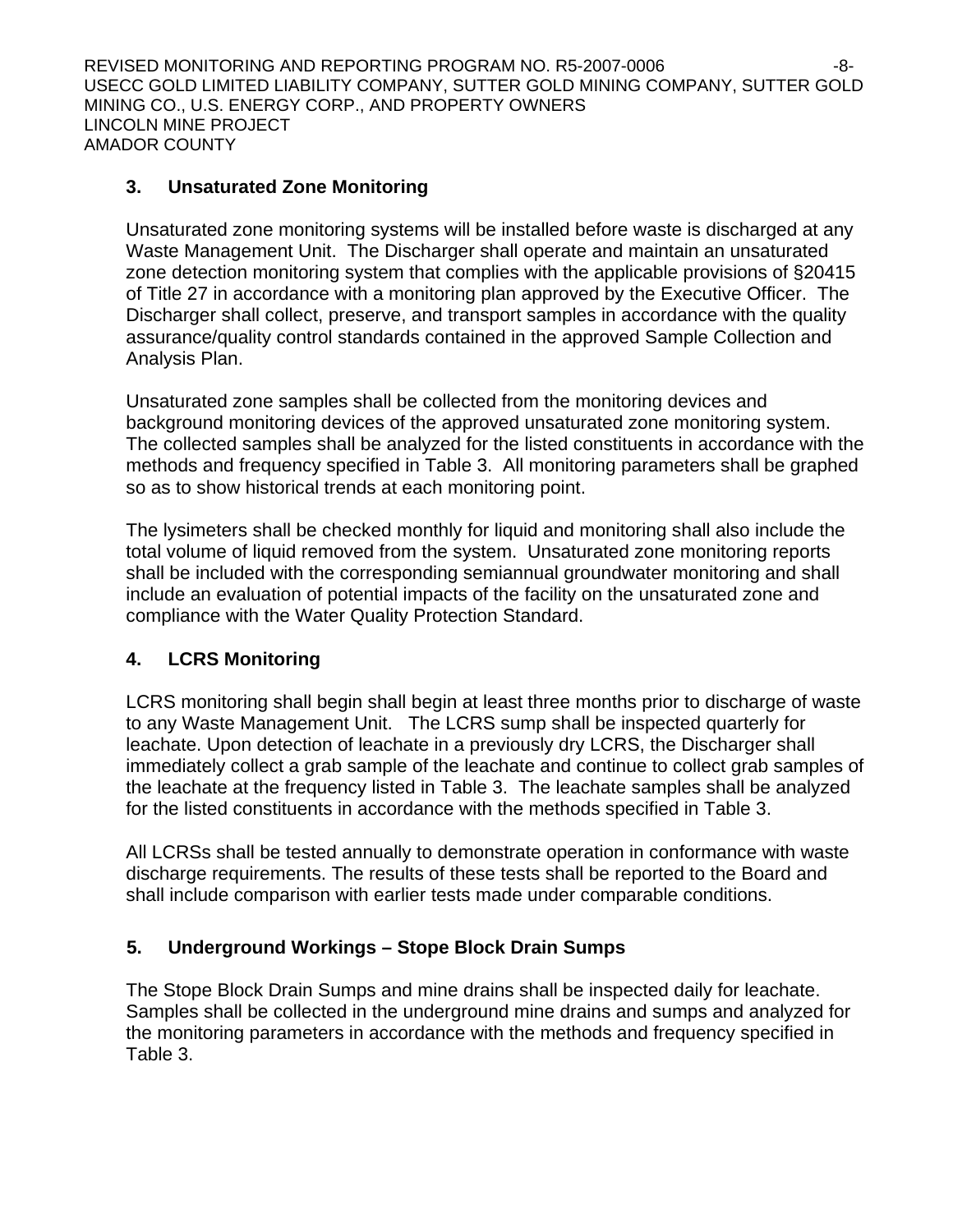### 3. Unsaturated Zone Monitoring

Unsaturated zone monitoring systems will be installed before waste is discharged at any Waste Management Unit. The Discharger shall operate and maintain an unsaturated zone detection monitoring system that complies with the applicable provisions of §20415 of Title 27 in accordance with a monitoring plan approved by the Executive Officer. The Discharger shall collect, preserve, and transport samples in accordance with the quality assurance/quality control standards contained in the approved Sample Collection and Analysis Plan.

Unsaturated zone samples shall be collected from the monitoring devices and background monitoring devices of the approved unsaturated zone monitoring system. The collected samples shall be analyzed for the listed constituents in accordance with the methods and frequency specified in Table 3. All monitoring parameters shall be graphed so as to show historical trends at each monitoring point.

The lysimeters shall be checked monthly for liquid and monitoring shall also include the total volume of liquid removed from the system. Unsaturated zone monitoring reports shall be included with the corresponding semiannual groundwater monitoring and shall include an evaluation of potential impacts of the facility on the unsaturated zone and compliance with the Water Quality Protection Standard.

### 4. LCRS Monitoring

LCRS monitoring shall begin shall begin at least three months prior to discharge of waste to any Waste Management Unit. The LCRS sump shall be inspected quarterly for leachate. Upon detection of leachate in a previously dry LCRS, the Discharger shall immediately collect a grab sample of the leachate and continue to collect grab samples of the leachate at the frequency listed in Table 3. The leachate samples shall be analyzed for the listed constituents in accordance with the methods specified in Table 3.

All LCRSs shall be tested annually to demonstrate operation in conformance with waste discharge requirements. The results of these tests shall be reported to the Board and shall include comparison with earlier tests made under comparable conditions.

### 5. Underground Workings – Stope Block Drain Sumps

The Stope Block Drain Sumps and mine drains shall be inspected daily for leachate. Samples shall be collected in the underground mine drains and sumps and analyzed for the monitoring parameters in accordance with the methods and frequency specified in Table 3.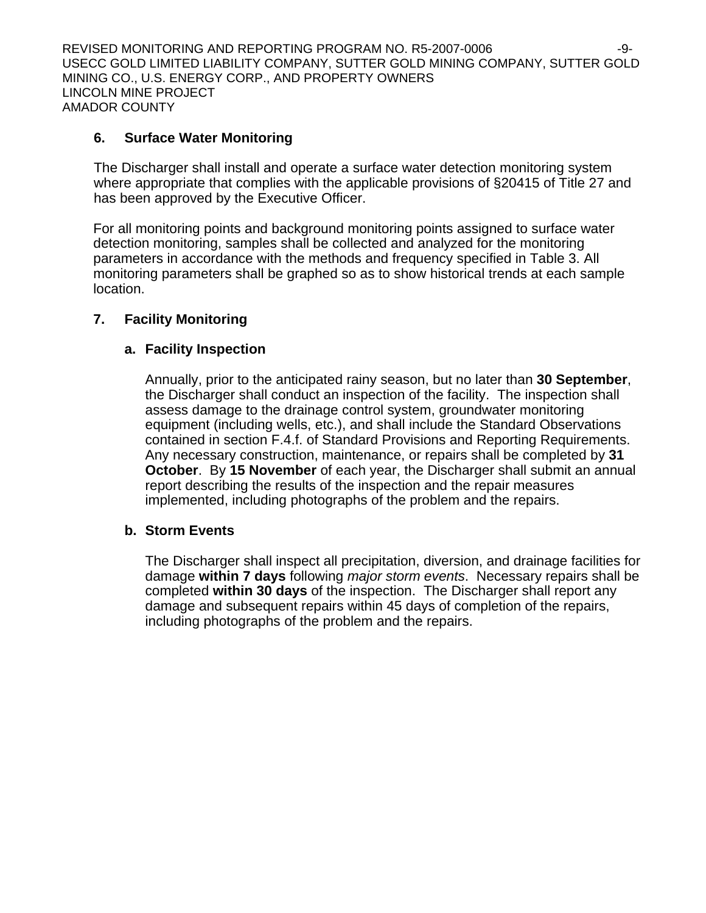### 6. Surface Water Monitoring

The Discharger shall install and operate a surface water detection monitoring system where appropriate that complies with the applicable provisions of §20415 of Title 27 and has been approved by the Executive Officer.

For all monitoring points and background monitoring points assigned to surface water detection monitoring, samples shall be collected and analyzed for the monitoring parameters in accordance with the methods and frequency specified in Table 3. All monitoring parameters shall be graphed so as to show historical trends at each sample location.

### 7. Facility Monitoring

#### a. Facility Inspection

Annually, prior to the anticipated rainy season, but no later than **30 September**, the Discharger shall conduct an inspection of the facility. The inspection shall assess damage to the drainage control system, groundwater monitoring equipment (including wells, etc.), and shall include the Standard Observations contained in section F.4.f. of Standard Provisions and Reporting Requirements. Any necessary construction, maintenance, or repairs shall be completed by **31 October**. By **15 November** of each year, the Discharger shall submit an annual report describing the results of the inspection and the repair measures implemented, including photographs of the problem and the repairs.

#### b. Storm Events

The Discharger shall inspect all precipitation, diversion, and drainage facilities for damage **within 7 days** following *major storm events*. Necessary repairs shall be completed **within 30 days** of the inspection. The Discharger shall report any damage and subsequent repairs within 45 days of completion of the repairs, including photographs of the problem and the repairs.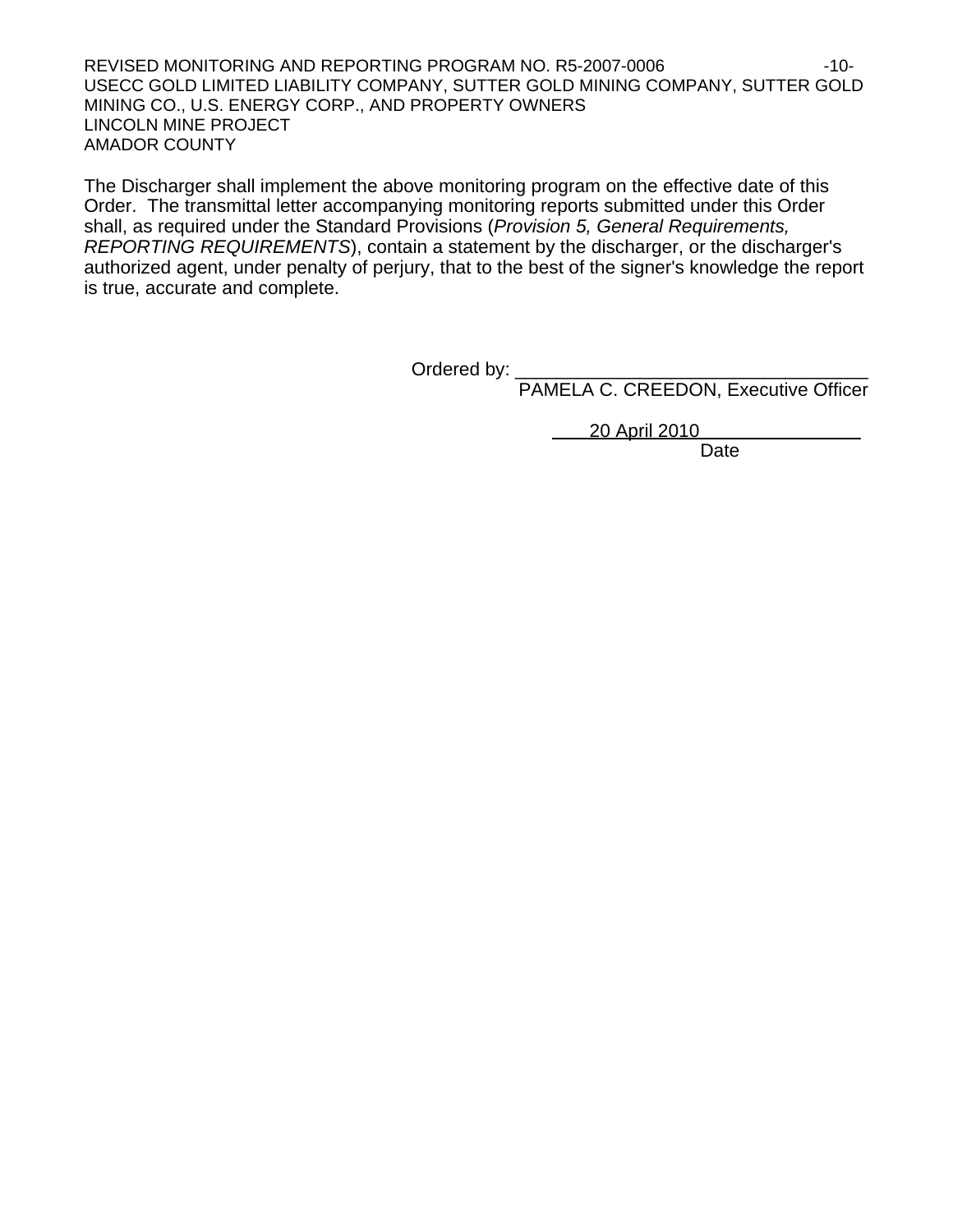The Discharger shall implement the above monitoring program on the effective date of this Order. The transmittal letter accompanying monitoring reports submitted under this Order shall, as required under the Standard Provisions (*Provision 5, General Requirements, REPORTING REQUIREMENTS*), contain a statement by the discharger, or the discharger's authorized agent, under penalty of perjury, that to the best of the signer's knowledge the report is true, accurate and complete.

Ordered by: ________________________________
PAMELA C. CREEDON, Executive Officer

20 April 2010
Date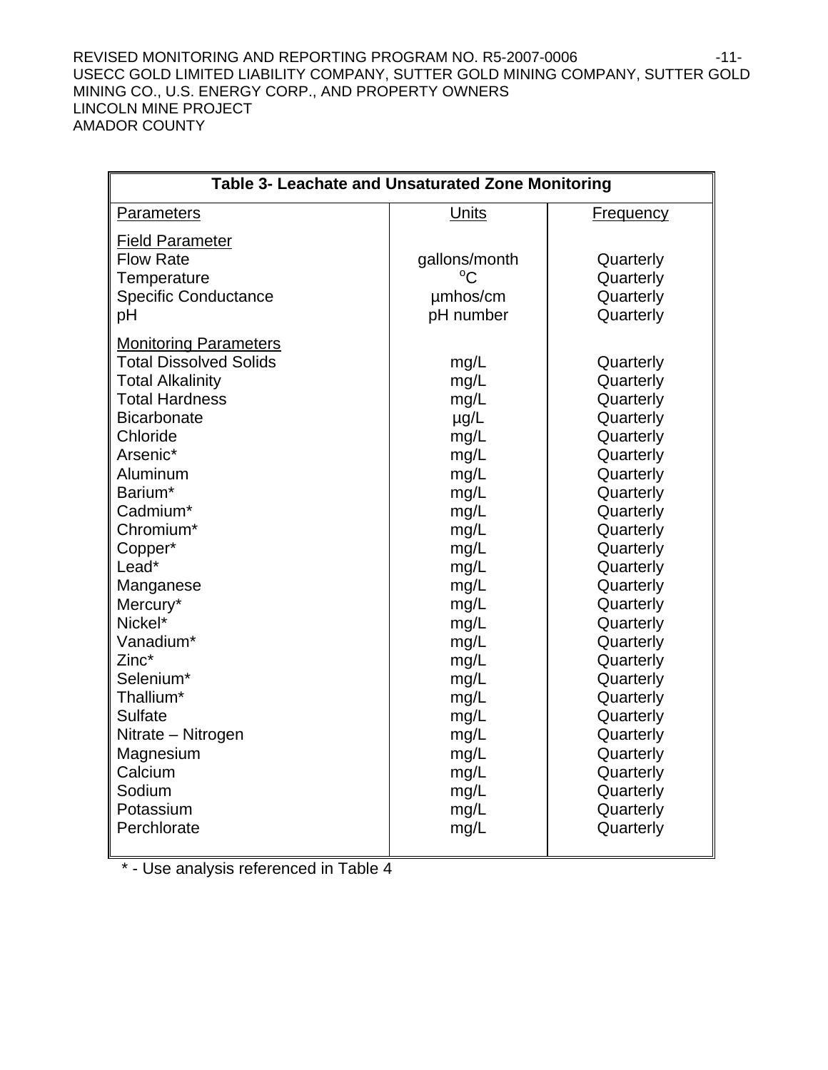| Table 3- Leachate and Unsaturated Zone Monitoring | | |
|---|---|---|
| Parameters | Units | Frequency |
| Field Parameter | | |
| Flow Rate | gallons/month | Quarterly |
| Temperature | °C | Quarterly |
| Specific Conductance | µmhos/cm | Quarterly |
| pH | pH number | Quarterly |
| Monitoring Parameters | | |
| Total Dissolved Solids | mg/L | Quarterly |
| Total Alkalinity | mg/L | Quarterly |
| Total Hardness | mg/L | Quarterly |
| Bicarbonate | µg/L | Quarterly |
| Chloride | mg/L | Quarterly |
| Arsenic* | mg/L | Quarterly |
| Aluminum | mg/L | Quarterly |
| Barium* | mg/L | Quarterly |
| Cadmium* | mg/L | Quarterly |
| Chromium* | mg/L | Quarterly |
| Copper* | mg/L | Quarterly |
| Lead* | mg/L | Quarterly |
| Manganese | mg/L | Quarterly |
| Mercury* | mg/L | Quarterly |
| Nickel* | mg/L | Quarterly |
| Vanadium* | mg/L | Quarterly |
| Zinc* | mg/L | Quarterly |
| Selenium* | mg/L | Quarterly |
| Thallium* | mg/L | Quarterly |
| Sulfate | mg/L | Quarterly |
| Nitrate – Nitrogen | mg/L | Quarterly |
| Magnesium | mg/L | Quarterly |
| Calcium | mg/L | Quarterly |
| Sodium | mg/L | Quarterly |
| Potassium | mg/L | Quarterly |
| Perchlorate | mg/L | Quarterly |

* - Use analysis referenced in Table 4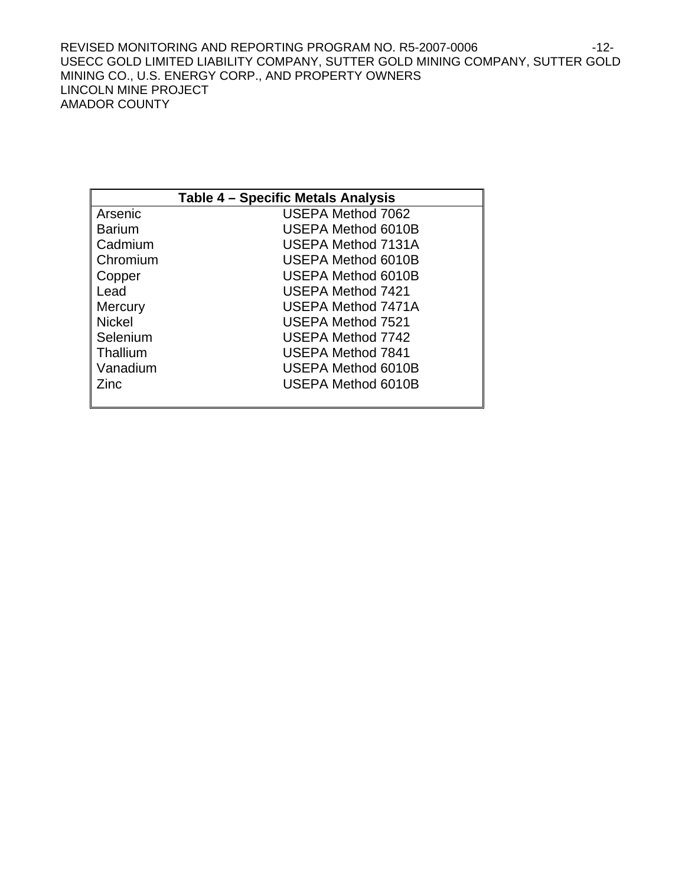| Table 4 – Specific Metals Analysis | |
|---|---|
| Arsenic | USEPA Method 7062 |
| Barium | USEPA Method 6010B |
| Cadmium | USEPA Method 7131A |
| Chromium | USEPA Method 6010B |
| Copper | USEPA Method 6010B |
| Lead | USEPA Method 7421 |
| Mercury | USEPA Method 7471A |
| Nickel | USEPA Method 7521 |
| Selenium | USEPA Method 7742 |
| Thallium | USEPA Method 7841 |
| Vanadium | USEPA Method 6010B |
| Zinc | USEPA Method 6010B |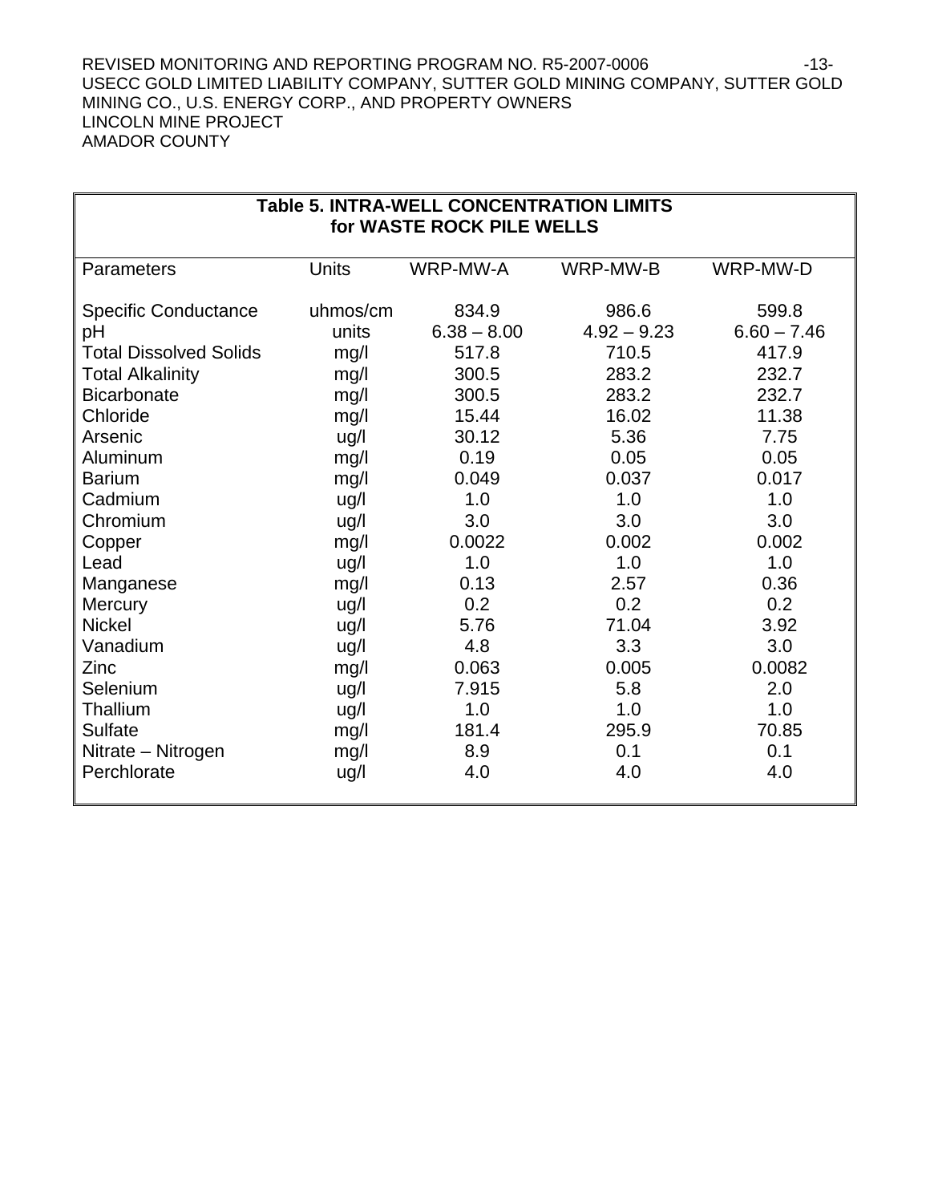**Table 5. INTRA-WELL CONCENTRATION LIMITS for WASTE ROCK PILE WELLS**

| Parameters | Units | WRP-MW-A | WRP-MW-B | WRP-MW-D |
|---|---|---|---|---|
| Specific Conductance | uhmos/cm | 834.9 | 986.6 | 599.8 |
| pH | units | 6.38 – 8.00 | 4.92 – 9.23 | 6.60 – 7.46 |
| Total Dissolved Solids | mg/l | 517.8 | 710.5 | 417.9 |
| Total Alkalinity | mg/l | 300.5 | 283.2 | 232.7 |
| Bicarbonate | mg/l | 300.5 | 283.2 | 232.7 |
| Chloride | mg/l | 15.44 | 16.02 | 11.38 |
| Arsenic | ug/l | 30.12 | 5.36 | 7.75 |
| Aluminum | mg/l | 0.19 | 0.05 | 0.05 |
| Barium | mg/l | 0.049 | 0.037 | 0.017 |
| Cadmium | ug/l | 1.0 | 1.0 | 1.0 |
| Chromium | ug/l | 3.0 | 3.0 | 3.0 |
| Copper | mg/l | 0.0022 | 0.002 | 0.002 |
| Lead | ug/l | 1.0 | 1.0 | 1.0 |
| Manganese | mg/l | 0.13 | 2.57 | 0.36 |
| Mercury | ug/l | 0.2 | 0.2 | 0.2 |
| Nickel | ug/l | 5.76 | 71.04 | 3.92 |
| Vanadium | ug/l | 4.8 | 3.3 | 3.0 |
| Zinc | mg/l | 0.063 | 0.005 | 0.0082 |
| Selenium | ug/l | 7.915 | 5.8 | 2.0 |
| Thallium | ug/l | 1.0 | 1.0 | 1.0 |
| Sulfate | mg/l | 181.4 | 295.9 | 70.85 |
| Nitrate – Nitrogen | mg/l | 8.9 | 0.1 | 0.1 |
| Perchlorate | ug/l | 4.0 | 4.0 | 4.0 |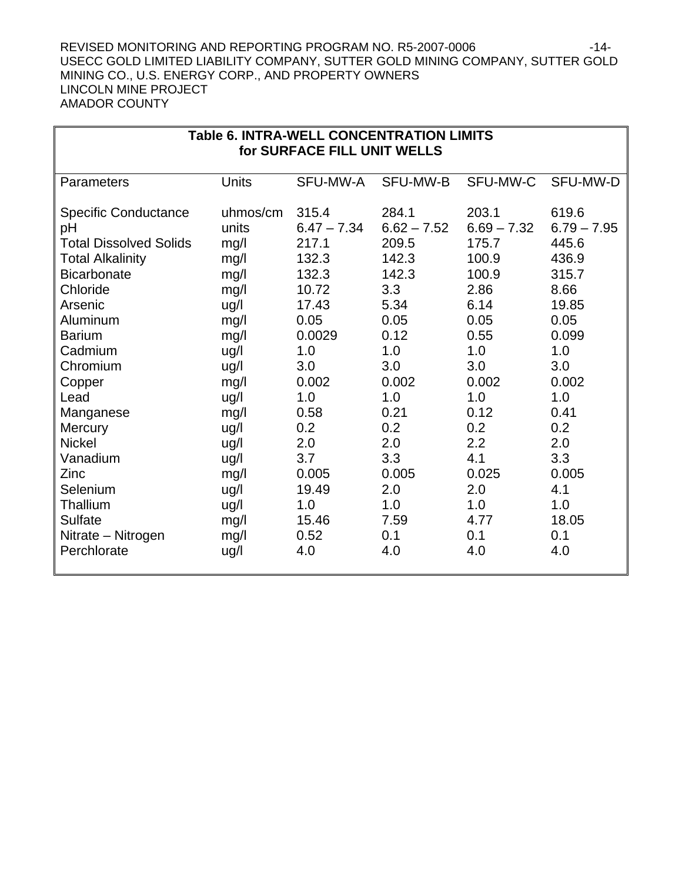**Table 6. INTRA-WELL CONCENTRATION LIMITS for SURFACE FILL UNIT WELLS**

| Parameters | Units | SFU-MW-A | SFU-MW-B | SFU-MW-C | SFU-MW-D |
|---|---|---|---|---|---|
| Specific Conductance | uhmos/cm | 315.4 | 284.1 | 203.1 | 619.6 |
| pH | units | 6.47 – 7.34 | 6.62 – 7.52 | 6.69 – 7.32 | 6.79 – 7.95 |
| Total Dissolved Solids | mg/l | 217.1 | 209.5 | 175.7 | 445.6 |
| Total Alkalinity | mg/l | 132.3 | 142.3 | 100.9 | 436.9 |
| Bicarbonate | mg/l | 132.3 | 142.3 | 100.9 | 315.7 |
| Chloride | mg/l | 10.72 | 3.3 | 2.86 | 8.66 |
| Arsenic | ug/l | 17.43 | 5.34 | 6.14 | 19.85 |
| Aluminum | mg/l | 0.05 | 0.05 | 0.05 | 0.05 |
| Barium | mg/l | 0.0029 | 0.12 | 0.55 | 0.099 |
| Cadmium | ug/l | 1.0 | 1.0 | 1.0 | 1.0 |
| Chromium | ug/l | 3.0 | 3.0 | 3.0 | 3.0 |
| Copper | mg/l | 0.002 | 0.002 | 0.002 | 0.002 |
| Lead | ug/l | 1.0 | 1.0 | 1.0 | 1.0 |
| Manganese | mg/l | 0.58 | 0.21 | 0.12 | 0.41 |
| Mercury | ug/l | 0.2 | 0.2 | 0.2 | 0.2 |
| Nickel | ug/l | 2.0 | 2.0 | 2.2 | 2.0 |
| Vanadium | ug/l | 3.7 | 3.3 | 4.1 | 3.3 |
| Zinc | mg/l | 0.005 | 0.005 | 0.025 | 0.005 |
| Selenium | ug/l | 19.49 | 2.0 | 2.0 | 4.1 |
| Thallium | ug/l | 1.0 | 1.0 | 1.0 | 1.0 |
| Sulfate | mg/l | 15.46 | 7.59 | 4.77 | 18.05 |
| Nitrate – Nitrogen | mg/l | 0.52 | 0.1 | 0.1 | 0.1 |
| Perchlorate | ug/l | 4.0 | 4.0 | 4.0 | 4.0 |